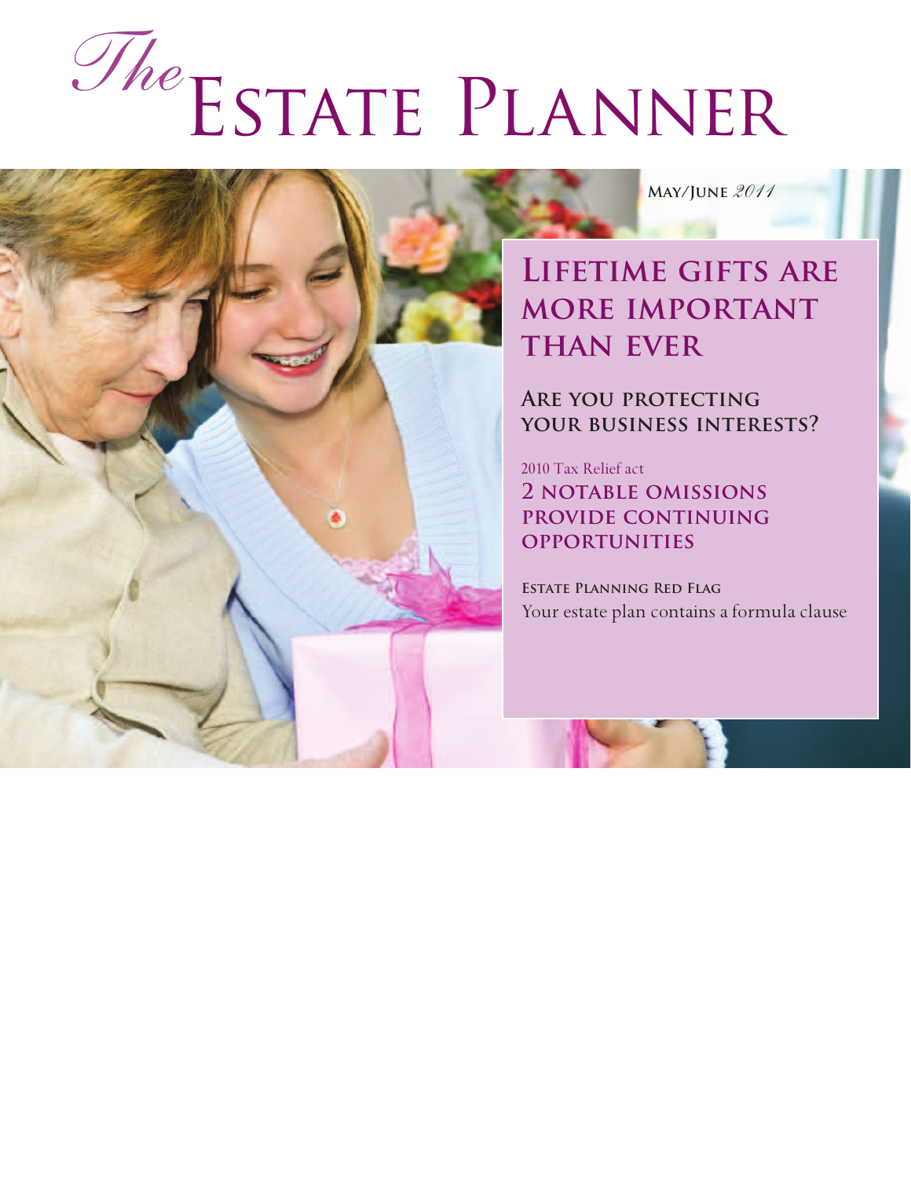# *The* Estate Planner

**May/June** *2011*

## Lifetime gifts are more important than ever

## Are you protecting your business interests?

2010 Tax Relief act

## 2 notable omissions provide continuing opportunities

**Estate Planning Red Flag**

Your estate plan contains a formula clause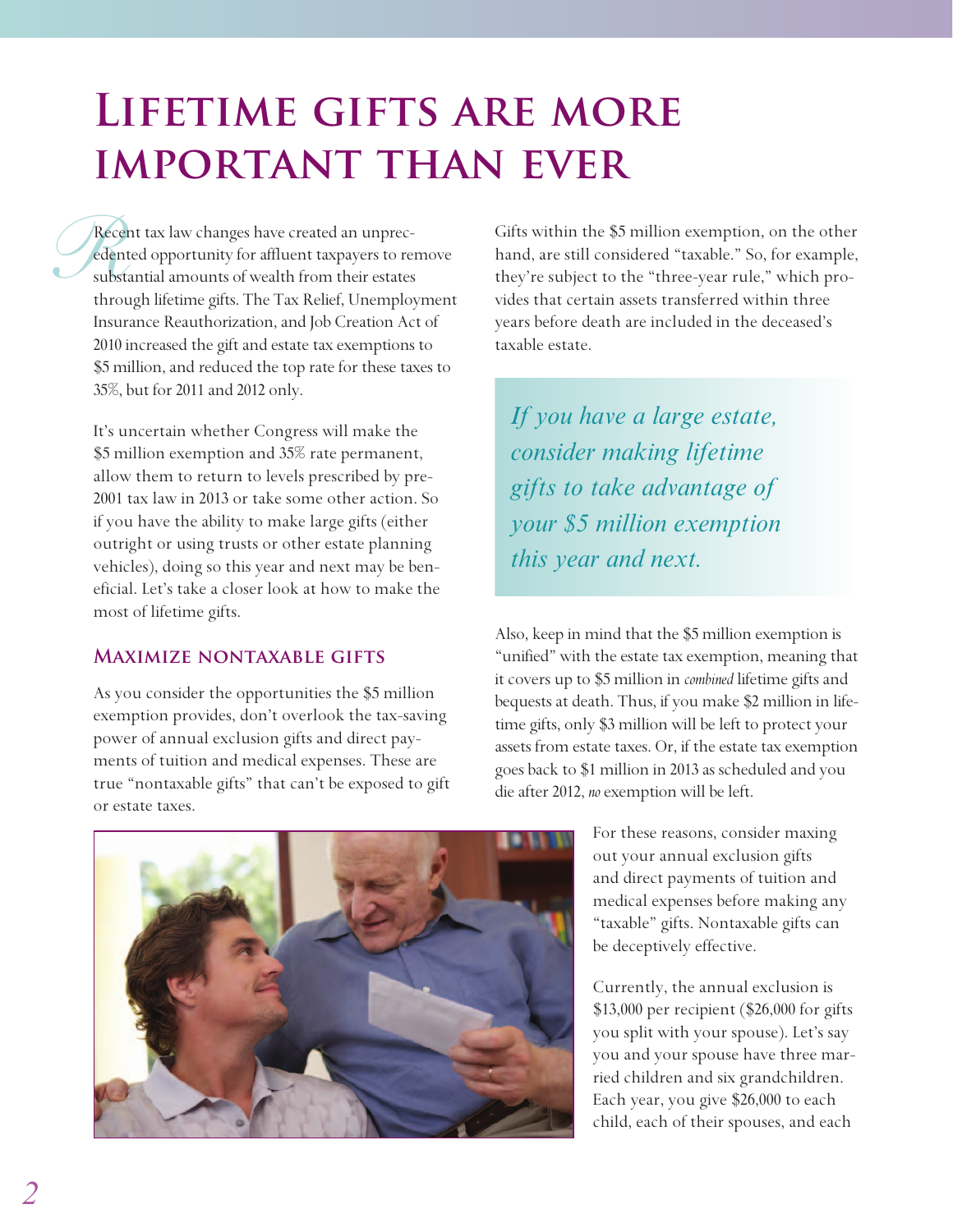# Lifetime gifts are more important than ever

Recent tax law changes have created an unprecedented opportunity for affluent taxpayers to remove substantial amounts of wealth from their estates through lifetime gifts. The Tax Relief, Unemployment Insurance Reauthorization, and Job Creation Act of 2010 increased the gift and estate tax exemptions to $5 million, and reduced the top rate for these taxes to 35%, but for 2011 and 2012 only.

It's uncertain whether Congress will make the $5 million exemption and 35% rate permanent, allow them to return to levels prescribed by pre-2001 tax law in 2013 or take some other action. So if you have the ability to make large gifts (either outright or using trusts or other estate planning vehicles), doing so this year and next may be beneficial. Let's take a closer look at how to make the most of lifetime gifts.

## Maximize nontaxable gifts

As you consider the opportunities the $5 million exemption provides, don't overlook the tax-saving power of annual exclusion gifts and direct payments of tuition and medical expenses. These are true "nontaxable gifts" that can't be exposed to gift or estate taxes.

Gifts within the $5 million exemption, on the other hand, are still considered "taxable." So, for example, they're subject to the "three-year rule," which provides that certain assets transferred within three years before death are included in the deceased's taxable estate.

*If you have a large estate, consider making lifetime gifts to take advantage of your $5 million exemption this year and next.*

Also, keep in mind that the $5 million exemption is "unified" with the estate tax exemption, meaning that it covers up to $5 million in *combined* lifetime gifts and bequests at death. Thus, if you make $2 million in lifetime gifts, only $3 million will be left to protect your assets from estate taxes. Or, if the estate tax exemption goes back to $1 million in 2013 as scheduled and you die after 2012, *no* exemption will be left.

For these reasons, consider maxing out your annual exclusion gifts and direct payments of tuition and medical expenses before making any "taxable" gifts. Nontaxable gifts can be deceptively effective.

Currently, the annual exclusion is $13,000 per recipient ($26,000 for gifts you split with your spouse). Let's say you and your spouse have three married children and six grandchildren. Each year, you give $26,000 to each child, each of their spouses, and each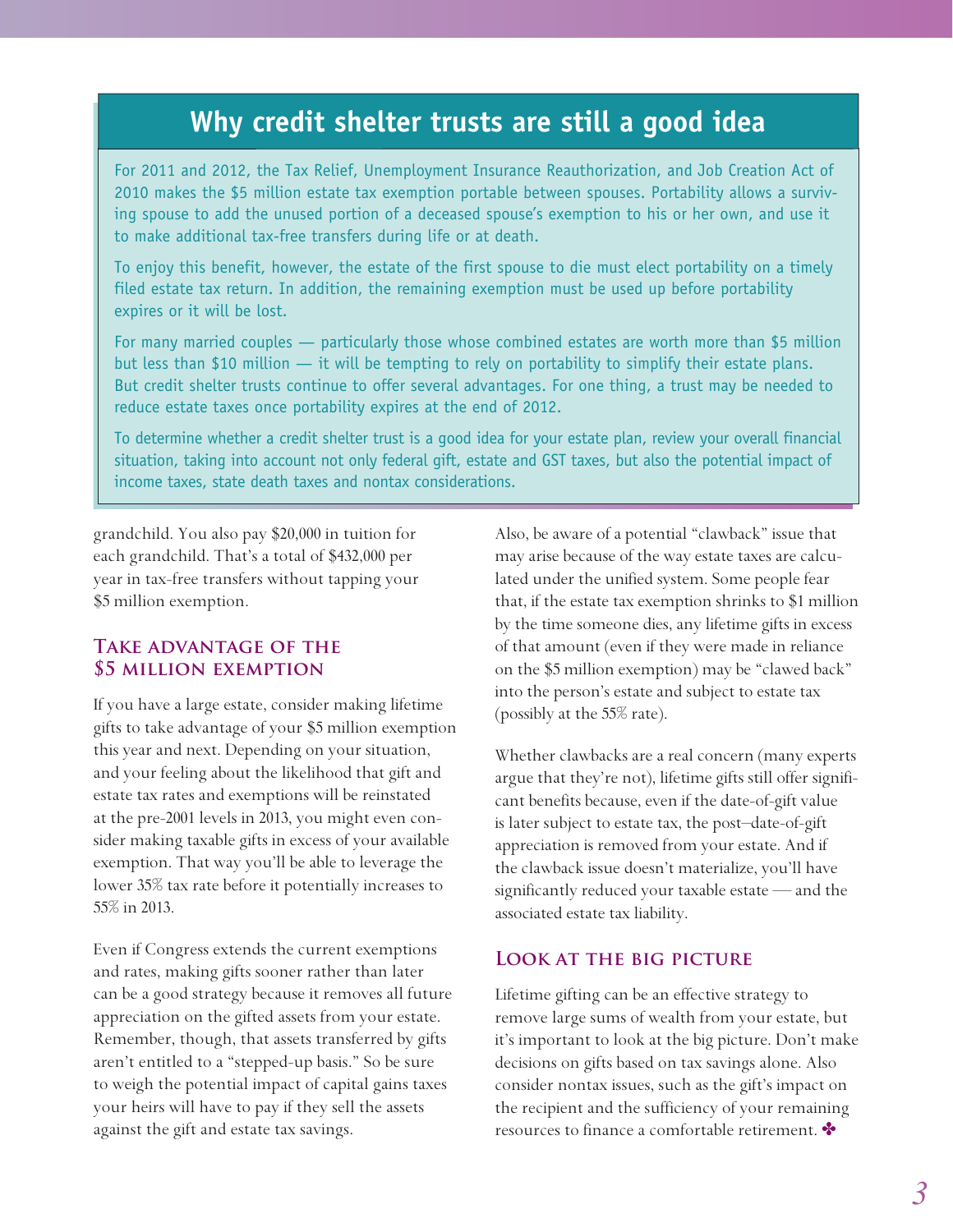## Why credit shelter trusts are still a good idea

For 2011 and 2012, the Tax Relief, Unemployment Insurance Reauthorization, and Job Creation Act of 2010 makes the $5 million estate tax exemption portable between spouses. Portability allows a surviving spouse to add the unused portion of a deceased spouse's exemption to his or her own, and use it to make additional tax-free transfers during life or at death.

To enjoy this benefit, however, the estate of the first spouse to die must elect portability on a timely filed estate tax return. In addition, the remaining exemption must be used up before portability expires or it will be lost.

For many married couples — particularly those whose combined estates are worth more than $5 million but less than $10 million — it will be tempting to rely on portability to simplify their estate plans. But credit shelter trusts continue to offer several advantages. For one thing, a trust may be needed to reduce estate taxes once portability expires at the end of 2012.

To determine whether a credit shelter trust is a good idea for your estate plan, review your overall financial situation, taking into account not only federal gift, estate and GST taxes, but also the potential impact of income taxes, state death taxes and nontax considerations.

grandchild. You also pay $20,000 in tuition for each grandchild. That's a total of $432,000 per year in tax-free transfers without tapping your $5 million exemption.

### Take advantage of the $5 million exemption

If you have a large estate, consider making lifetime gifts to take advantage of your $5 million exemption this year and next. Depending on your situation, and your feeling about the likelihood that gift and estate tax rates and exemptions will be reinstated at the pre-2001 levels in 2013, you might even consider making taxable gifts in excess of your available exemption. That way you'll be able to leverage the lower 35% tax rate before it potentially increases to 55% in 2013.

Even if Congress extends the current exemptions and rates, making gifts sooner rather than later can be a good strategy because it removes all future appreciation on the gifted assets from your estate. Remember, though, that assets transferred by gifts aren't entitled to a "stepped-up basis." So be sure to weigh the potential impact of capital gains taxes your heirs will have to pay if they sell the assets against the gift and estate tax savings.

Also, be aware of a potential "clawback" issue that may arise because of the way estate taxes are calculated under the unified system. Some people fear that, if the estate tax exemption shrinks to $1 million by the time someone dies, any lifetime gifts in excess of that amount (even if they were made in reliance on the $5 million exemption) may be "clawed back" into the person's estate and subject to estate tax (possibly at the 55% rate).

Whether clawbacks are a real concern (many experts argue that they're not), lifetime gifts still offer significant benefits because, even if the date-of-gift value is later subject to estate tax, the post–date-of-gift appreciation is removed from your estate. And if the clawback issue doesn't materialize, you'll have significantly reduced your taxable estate — and the associated estate tax liability.

### Look at the big picture

Lifetime gifting can be an effective strategy to remove large sums of wealth from your estate, but it's important to look at the big picture. Don't make decisions on gifts based on tax savings alone. Also consider nontax issues, such as the gift's impact on the recipient and the sufficiency of your remaining resources to finance a comfortable retirement. ✤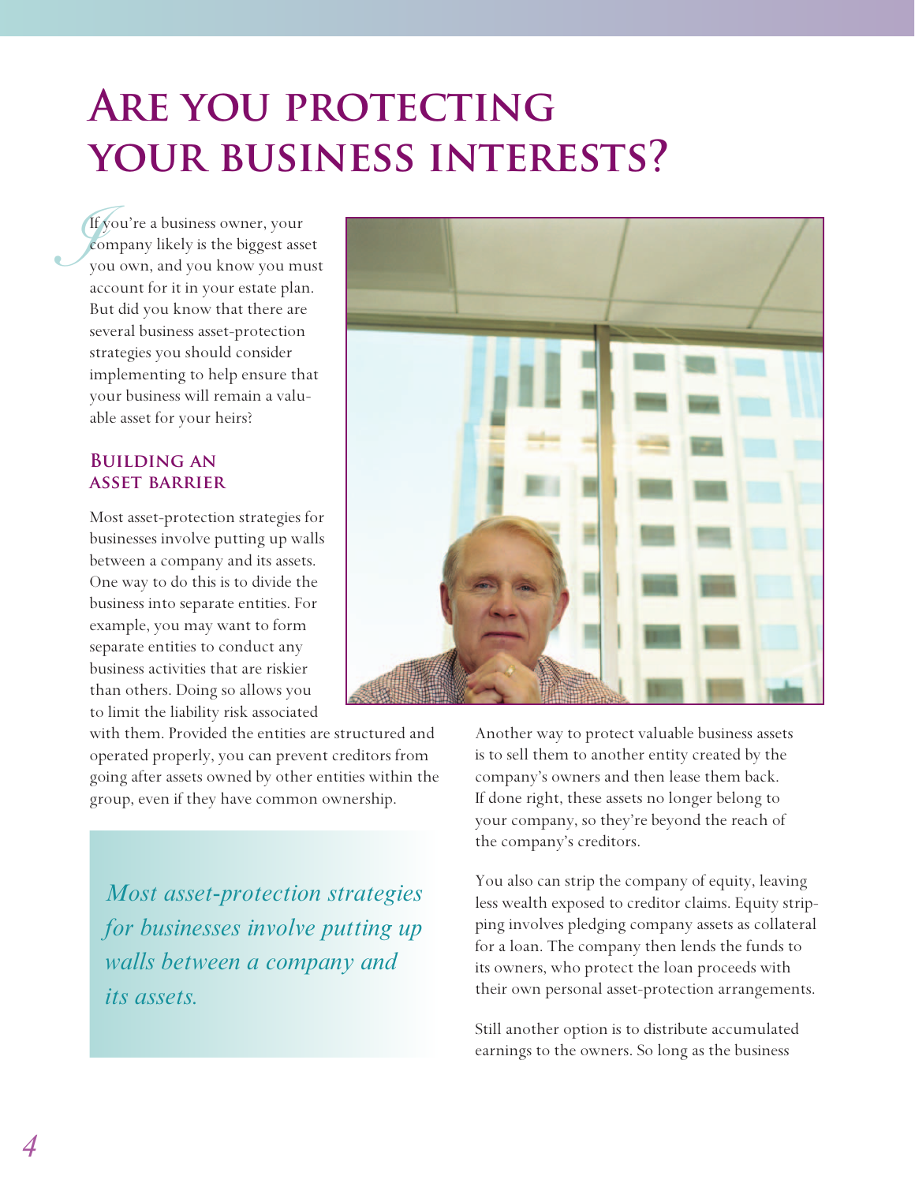# Are you protecting your business interests?

If you're a business owner, your company likely is the biggest asset you own, and you know you must account for it in your estate plan. But did you know that there are several business asset-protection strategies you should consider implementing to help ensure that your business will remain a valuable asset for your heirs?

## Building an asset barrier

Most asset-protection strategies for businesses involve putting up walls between a company and its assets. One way to do this is to divide the business into separate entities. For example, you may want to form separate entities to conduct any business activities that are riskier than others. Doing so allows you to limit the liability risk associated with them. Provided the entities are structured and operated properly, you can prevent creditors from going after assets owned by other entities within the group, even if they have common ownership.

*Most asset-protection strategies for businesses involve putting up walls between a company and its assets.*

Another way to protect valuable business assets is to sell them to another entity created by the company's owners and then lease them back. If done right, these assets no longer belong to your company, so they're beyond the reach of the company's creditors.

You also can strip the company of equity, leaving less wealth exposed to creditor claims. Equity stripping involves pledging company assets as collateral for a loan. The company then lends the funds to its owners, who protect the loan proceeds with their own personal asset-protection arrangements.

Still another option is to distribute accumulated earnings to the owners. So long as the business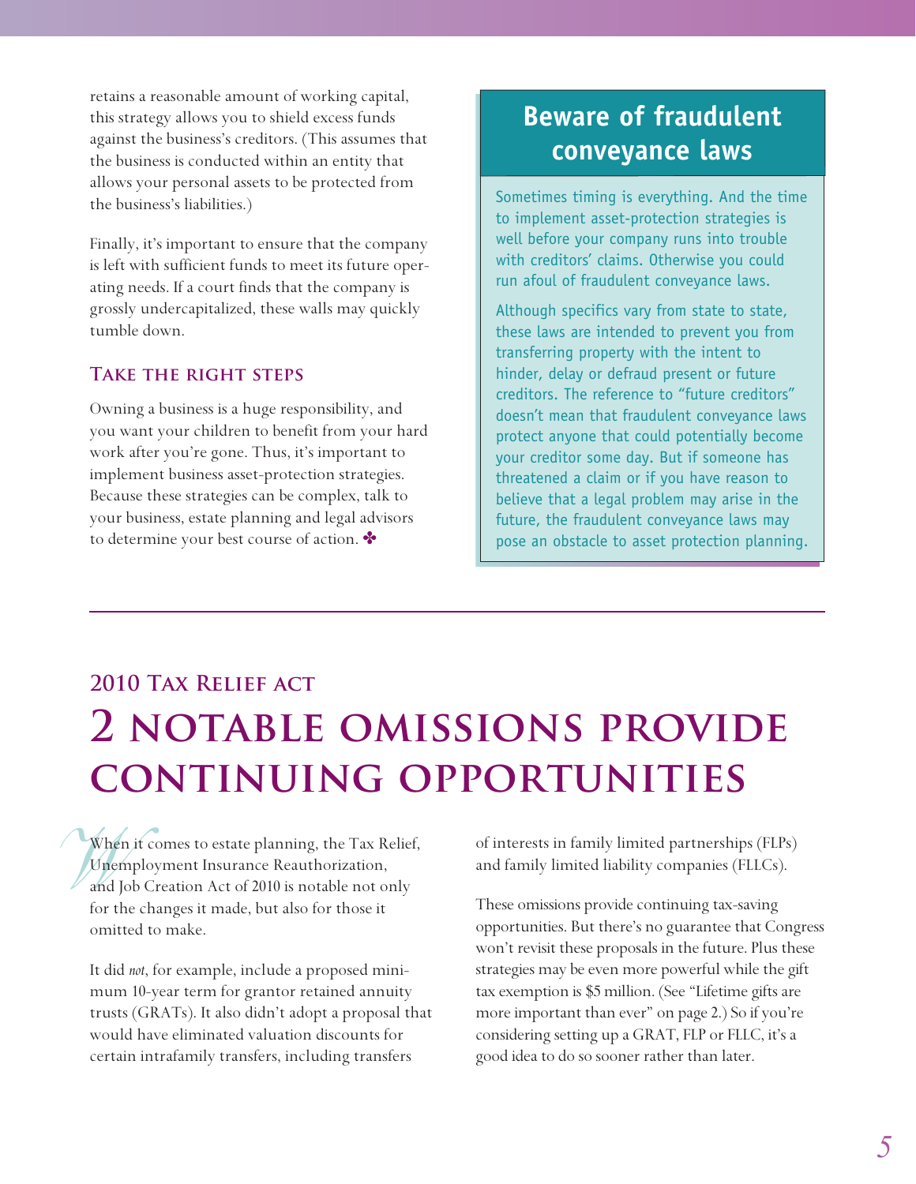retains a reasonable amount of working capital, this strategy allows you to shield excess funds against the business's creditors. (This assumes that the business is conducted within an entity that allows your personal assets to be protected from the business's liabilities.)

Finally, it's important to ensure that the company is left with sufficient funds to meet its future operating needs. If a court finds that the company is grossly undercapitalized, these walls may quickly tumble down.

### Take the right steps

Owning a business is a huge responsibility, and you want your children to benefit from your hard work after you're gone. Thus, it's important to implement business asset-protection strategies. Because these strategies can be complex, talk to your business, estate planning and legal advisors to determine your best course of action. ✤

## Beware of fraudulent conveyance laws

Sometimes timing is everything. And the time to implement asset-protection strategies is well before your company runs into trouble with creditors' claims. Otherwise you could run afoul of fraudulent conveyance laws.

Although specifics vary from state to state, these laws are intended to prevent you from transferring property with the intent to hinder, delay or defraud present or future creditors. The reference to "future creditors" doesn't mean that fraudulent conveyance laws protect anyone that could potentially become your creditor some day. But if someone has threatened a claim or if you have reason to believe that a legal problem may arise in the future, the fraudulent conveyance laws may pose an obstacle to asset protection planning.

---

### 2010 Tax Relief act

# 2 notable omissions provide continuing opportunities

When it comes to estate planning, the Tax Relief, Unemployment Insurance Reauthorization, and Job Creation Act of 2010 is notable not only for the changes it made, but also for those it omitted to make.

It did *not*, for example, include a proposed minimum 10-year term for grantor retained annuity trusts (GRATs). It also didn't adopt a proposal that would have eliminated valuation discounts for certain intrafamily transfers, including transfers of interests in family limited partnerships (FLPs) and family limited liability companies (FLLCs).

These omissions provide continuing tax-saving opportunities. But there's no guarantee that Congress won't revisit these proposals in the future. Plus these strategies may be even more powerful while the gift tax exemption is $5 million. (See "Lifetime gifts are more important than ever" on page 2.) So if you're considering setting up a GRAT, FLP or FLLC, it's a good idea to do so sooner rather than later.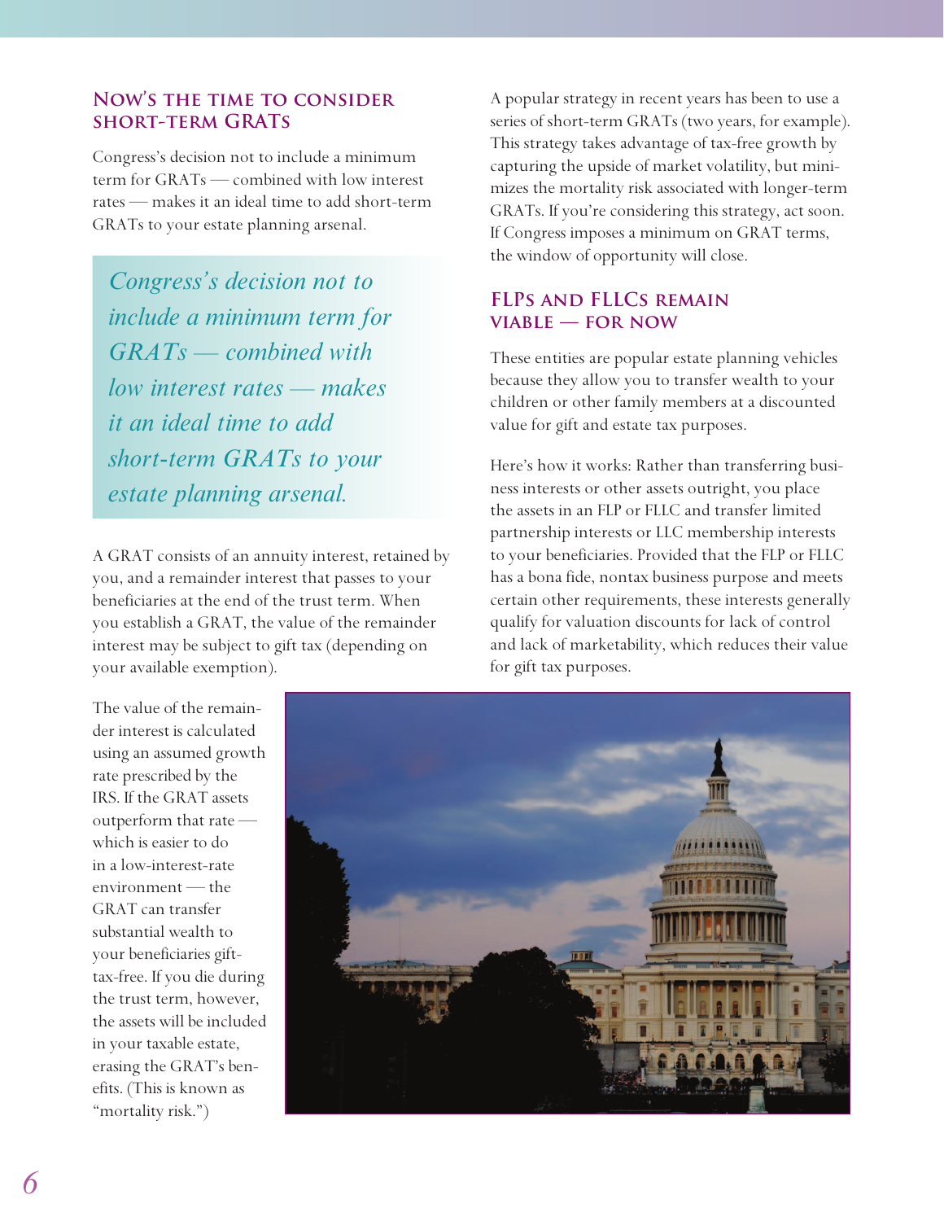## Now's the time to consider short-term GRATs

Congress's decision not to include a minimum term for GRATs — combined with low interest rates — makes it an ideal time to add short-term GRATs to your estate planning arsenal.

*Congress's decision not to include a minimum term for GRATs — combined with low interest rates — makes it an ideal time to add short-term GRATs to your estate planning arsenal.*

A GRAT consists of an annuity interest, retained by you, and a remainder interest that passes to your beneficiaries at the end of the trust term. When you establish a GRAT, the value of the remainder interest may be subject to gift tax (depending on your available exemption).

The value of the remainder interest is calculated using an assumed growth rate prescribed by the IRS. If the GRAT assets outperform that rate — which is easier to do in a low-interest-rate environment — the GRAT can transfer substantial wealth to your beneficiaries gift-tax-free. If you die during the trust term, however, the assets will be included in your taxable estate, erasing the GRAT's benefits. (This is known as "mortality risk.")

A popular strategy in recent years has been to use a series of short-term GRATs (two years, for example). This strategy takes advantage of tax-free growth by capturing the upside of market volatility, but minimizes the mortality risk associated with longer-term GRATs. If you're considering this strategy, act soon. If Congress imposes a minimum on GRAT terms, the window of opportunity will close.

## FLPs and FLLCs remain viable — for now

These entities are popular estate planning vehicles because they allow you to transfer wealth to your children or other family members at a discounted value for gift and estate tax purposes.

Here's how it works: Rather than transferring business interests or other assets outright, you place the assets in an FLP or FLLC and transfer limited partnership interests or LLC membership interests to your beneficiaries. Provided that the FLP or FLLC has a bona fide, nontax business purpose and meets certain other requirements, these interests generally qualify for valuation discounts for lack of control and lack of marketability, which reduces their value for gift tax purposes.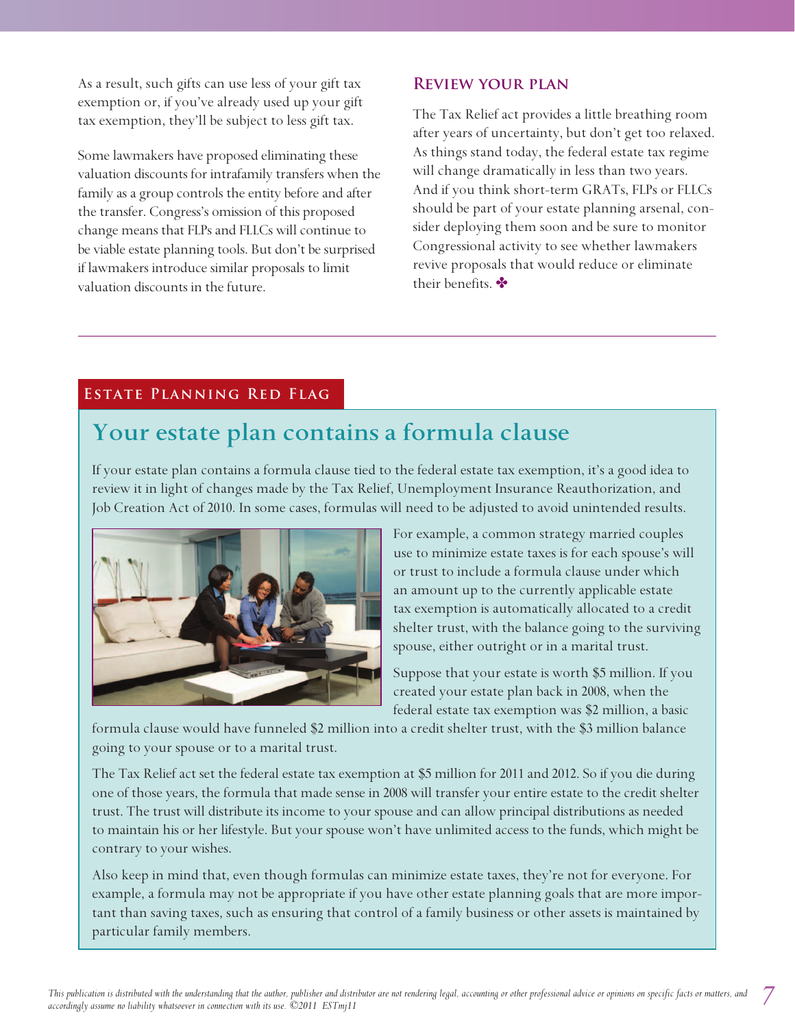As a result, such gifts can use less of your gift tax exemption or, if you've already used up your gift tax exemption, they'll be subject to less gift tax.

Some lawmakers have proposed eliminating these valuation discounts for intrafamily transfers when the family as a group controls the entity before and after the transfer. Congress's omission of this proposed change means that FLPs and FLLCs will continue to be viable estate planning tools. But don't be surprised if lawmakers introduce similar proposals to limit valuation discounts in the future.

### Review your plan

The Tax Relief act provides a little breathing room after years of uncertainty, but don't get too relaxed. As things stand today, the federal estate tax regime will change dramatically in less than two years. And if you think short-term GRATs, FLPs or FLLCs should be part of your estate planning arsenal, consider deploying them soon and be sure to monitor Congressional activity to see whether lawmakers revive proposals that would reduce or eliminate their benefits. ✤

---

**Estate Planning Red Flag**

## Your estate plan contains a formula clause

If your estate plan contains a formula clause tied to the federal estate tax exemption, it's a good idea to review it in light of changes made by the Tax Relief, Unemployment Insurance Reauthorization, and Job Creation Act of 2010. In some cases, formulas will need to be adjusted to avoid unintended results.

For example, a common strategy married couples use to minimize estate taxes is for each spouse's will or trust to include a formula clause under which an amount up to the currently applicable estate tax exemption is automatically allocated to a credit shelter trust, with the balance going to the surviving spouse, either outright or in a marital trust.

Suppose that your estate is worth $5 million. If you created your estate plan back in 2008, when the federal estate tax exemption was $2 million, a basic formula clause would have funneled $2 million into a credit shelter trust, with the $3 million balance going to your spouse or to a marital trust.

The Tax Relief act set the federal estate tax exemption at $5 million for 2011 and 2012. So if you die during one of those years, the formula that made sense in 2008 will transfer your entire estate to the credit shelter trust. The trust will distribute its income to your spouse and can allow principal distributions as needed to maintain his or her lifestyle. But your spouse won't have unlimited access to the funds, which might be contrary to your wishes.

Also keep in mind that, even though formulas can minimize estate taxes, they're not for everyone. For example, a formula may not be appropriate if you have other estate planning goals that are more important than saving taxes, such as ensuring that control of a family business or other assets is maintained by particular family members.

*This publication is distributed with the understanding that the author, publisher and distributor are not rendering legal, accounting or other professional advice or opinions on specific facts or matters, and accordingly assume no liability whatsoever in connection with its use. ©2011 ESTmj11*